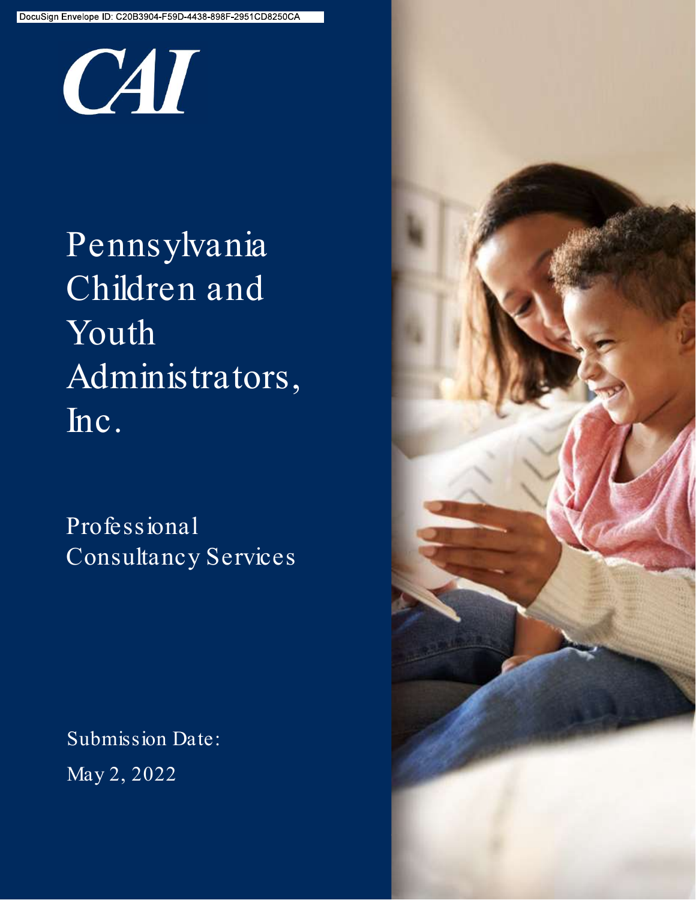DocuSign Envelope ID: C20B3904-F59D-4438-898F-2951CD8250CA

CAI

# Pennsylvania Children and Youth Administrators, Inc.

## Professional Consultancy Services

Submission Date:

May 2, 2022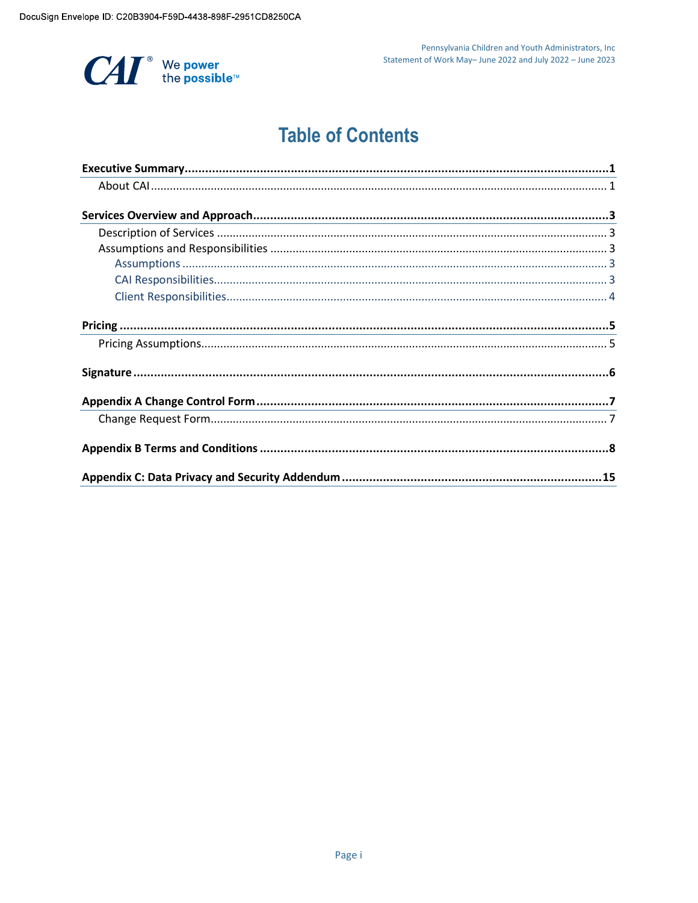# Table of Contents

| | |
|---|---|
| **Executive Summary** | **1** |
| About CAI | 1 |
| **Services Overview and Approach** | **3** |
| Description of Services | 3 |
| Assumptions and Responsibilities | 3 |
| Assumptions | 3 |
| CAI Responsibilities | 3 |
| Client Responsibilities | 4 |
| **Pricing** | **5** |
| Pricing Assumptions | 5 |
| **Signature** | **6** |
| **Appendix A Change Control Form** | **7** |
| Change Request Form | 7 |
| **Appendix B Terms and Conditions** | **8** |
| **Appendix C: Data Privacy and Security Addendum** | **15** |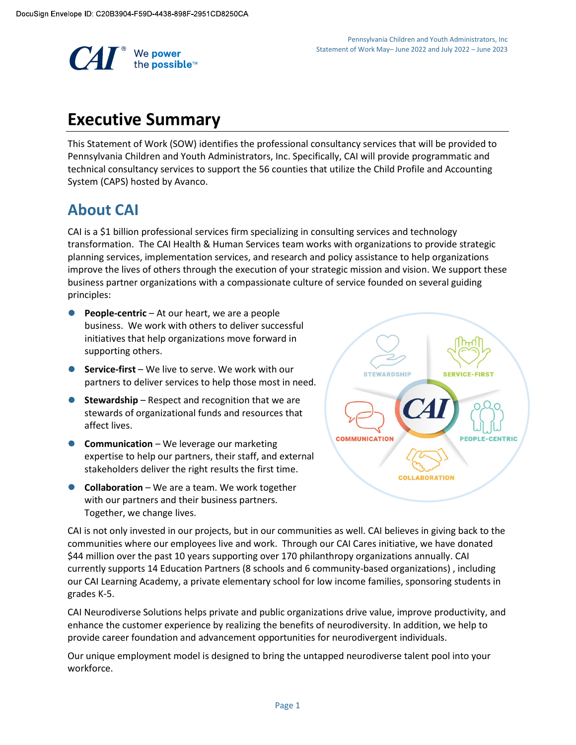# Executive Summary

This Statement of Work (SOW) identifies the professional consultancy services that will be provided to Pennsylvania Children and Youth Administrators, Inc. Specifically, CAI will provide programmatic and technical consultancy services to support the 56 counties that utilize the Child Profile and Accounting System (CAPS) hosted by Avanco.

## About CAI

CAI is a $1 billion professional services firm specializing in consulting services and technology transformation. The CAI Health & Human Services team works with organizations to provide strategic planning services, implementation services, and research and policy assistance to help organizations improve the lives of others through the execution of your strategic mission and vision. We support these business partner organizations with a compassionate culture of service founded on several guiding principles:

- **People-centric** – At our heart, we are a people business. We work with others to deliver successful initiatives that help organizations move forward in supporting others.
- **Service-first** – We live to serve. We work with our partners to deliver services to help those most in need.
- **Stewardship** – Respect and recognition that we are stewards of organizational funds and resources that affect lives.
- **Communication** – We leverage our marketing expertise to help our partners, their staff, and external stakeholders deliver the right results the first time.
- **Collaboration** – We are a team. We work together with our partners and their business partners. Together, we change lives.

CAI is not only invested in our projects, but in our communities as well. CAI believes in giving back to the communities where our employees live and work. Through our CAI Cares initiative, we have donated $44 million over the past 10 years supporting over 170 philanthropy organizations annually. CAI currently supports 14 Education Partners (8 schools and 6 community-based organizations) , including our CAI Learning Academy, a private elementary school for low income families, sponsoring students in grades K-5.

CAI Neurodiverse Solutions helps private and public organizations drive value, improve productivity, and enhance the customer experience by realizing the benefits of neurodiversity. In addition, we help to provide career foundation and advancement opportunities for neurodivergent individuals.

Our unique employment model is designed to bring the untapped neurodiverse talent pool into your workforce.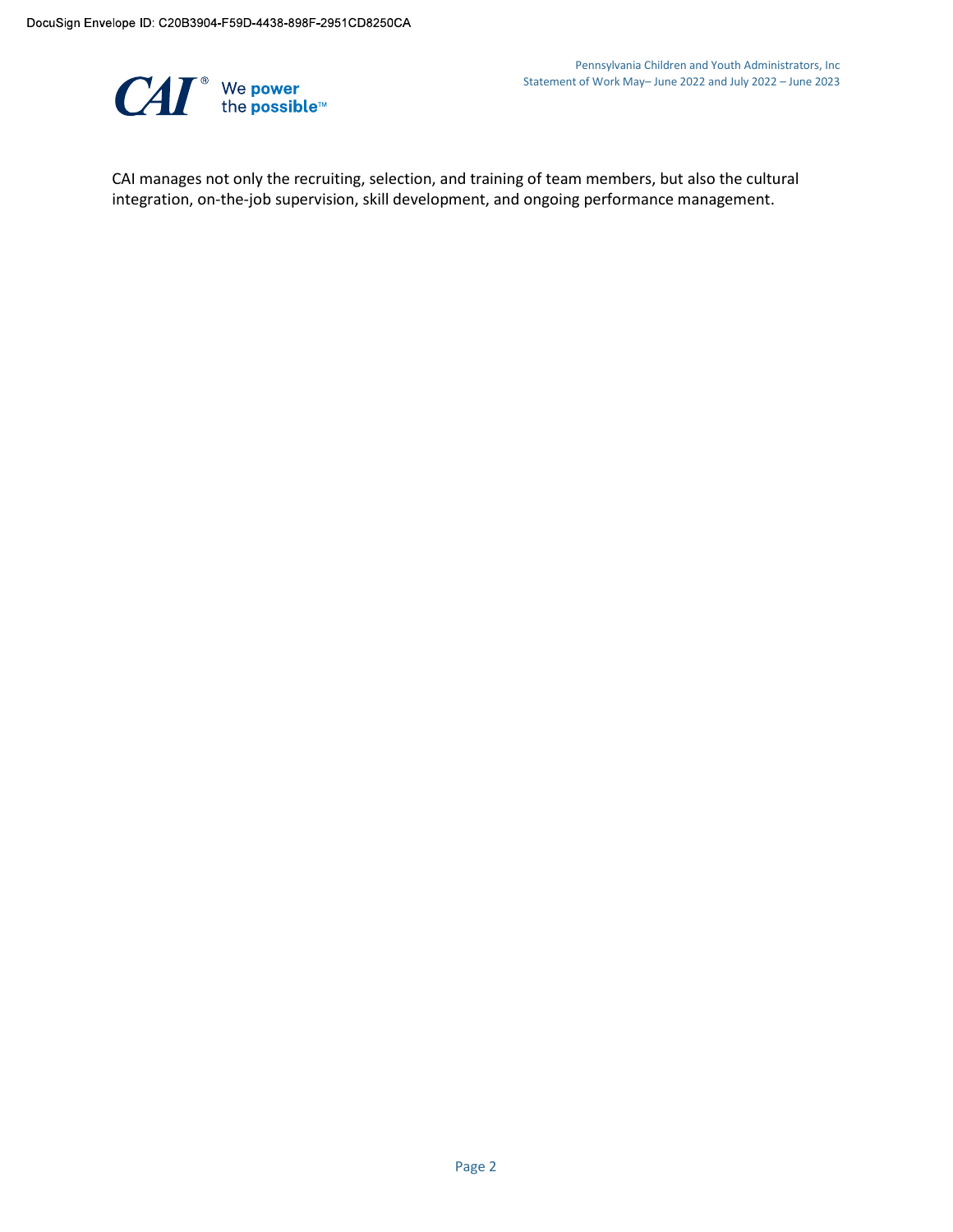CAI manages not only the recruiting, selection, and training of team members, but also the cultural integration, on-the-job supervision, skill development, and ongoing performance management.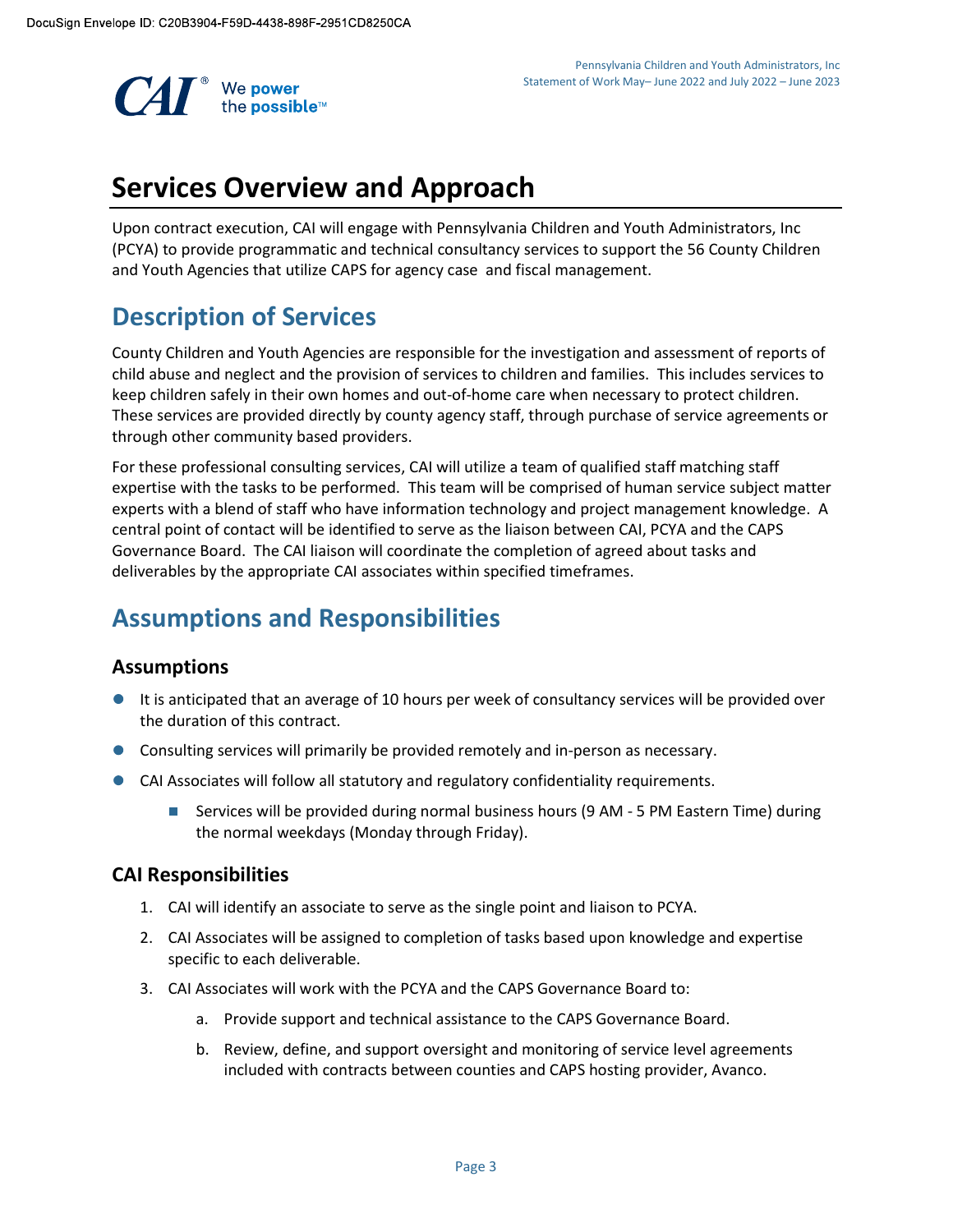# Services Overview and Approach

Upon contract execution, CAI will engage with Pennsylvania Children and Youth Administrators, Inc (PCYA) to provide programmatic and technical consultancy services to support the 56 County Children and Youth Agencies that utilize CAPS for agency case and fiscal management.

## Description of Services

County Children and Youth Agencies are responsible for the investigation and assessment of reports of child abuse and neglect and the provision of services to children and families. This includes services to keep children safely in their own homes and out-of-home care when necessary to protect children. These services are provided directly by county agency staff, through purchase of service agreements or through other community based providers.

For these professional consulting services, CAI will utilize a team of qualified staff matching staff expertise with the tasks to be performed. This team will be comprised of human service subject matter experts with a blend of staff who have information technology and project management knowledge. A central point of contact will be identified to serve as the liaison between CAI, PCYA and the CAPS Governance Board. The CAI liaison will coordinate the completion of agreed about tasks and deliverables by the appropriate CAI associates within specified timeframes.

## Assumptions and Responsibilities

### Assumptions

- It is anticipated that an average of 10 hours per week of consultancy services will be provided over the duration of this contract.
- Consulting services will primarily be provided remotely and in-person as necessary.
- CAI Associates will follow all statutory and regulatory confidentiality requirements.
  - Services will be provided during normal business hours (9 AM - 5 PM Eastern Time) during the normal weekdays (Monday through Friday).

### CAI Responsibilities

1. CAI will identify an associate to serve as the single point and liaison to PCYA.
2. CAI Associates will be assigned to completion of tasks based upon knowledge and expertise specific to each deliverable.
3. CAI Associates will work with the PCYA and the CAPS Governance Board to:
   a. Provide support and technical assistance to the CAPS Governance Board.
   b. Review, define, and support oversight and monitoring of service level agreements included with contracts between counties and CAPS hosting provider, Avanco.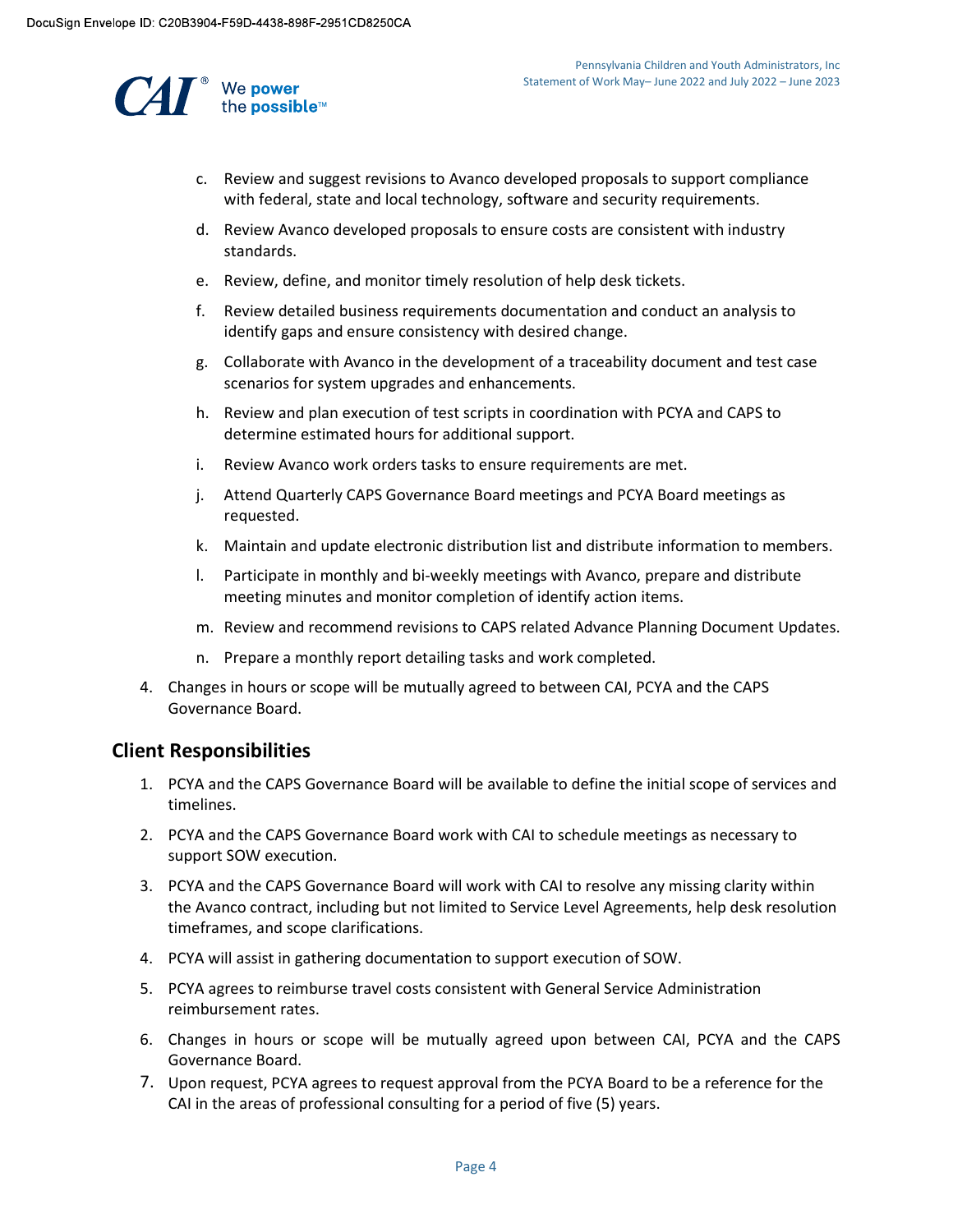c. Review and suggest revisions to Avanco developed proposals to support compliance with federal, state and local technology, software and security requirements.

d. Review Avanco developed proposals to ensure costs are consistent with industry standards.

e. Review, define, and monitor timely resolution of help desk tickets.

f. Review detailed business requirements documentation and conduct an analysis to identify gaps and ensure consistency with desired change.

g. Collaborate with Avanco in the development of a traceability document and test case scenarios for system upgrades and enhancements.

h. Review and plan execution of test scripts in coordination with PCYA and CAPS to determine estimated hours for additional support.

i. Review Avanco work orders tasks to ensure requirements are met.

j. Attend Quarterly CAPS Governance Board meetings and PCYA Board meetings as requested.

k. Maintain and update electronic distribution list and distribute information to members.

l. Participate in monthly and bi-weekly meetings with Avanco, prepare and distribute meeting minutes and monitor completion of identify action items.

m. Review and recommend revisions to CAPS related Advance Planning Document Updates.

n. Prepare a monthly report detailing tasks and work completed.

4. Changes in hours or scope will be mutually agreed to between CAI, PCYA and the CAPS Governance Board.

## Client Responsibilities

1. PCYA and the CAPS Governance Board will be available to define the initial scope of services and timelines.
2. PCYA and the CAPS Governance Board work with CAI to schedule meetings as necessary to support SOW execution.
3. PCYA and the CAPS Governance Board will work with CAI to resolve any missing clarity within the Avanco contract, including but not limited to Service Level Agreements, help desk resolution timeframes, and scope clarifications.
4. PCYA will assist in gathering documentation to support execution of SOW.
5. PCYA agrees to reimburse travel costs consistent with General Service Administration reimbursement rates.
6. Changes in hours or scope will be mutually agreed upon between CAI, PCYA and the CAPS Governance Board.
7. Upon request, PCYA agrees to request approval from the PCYA Board to be a reference for the CAI in the areas of professional consulting for a period of five (5) years.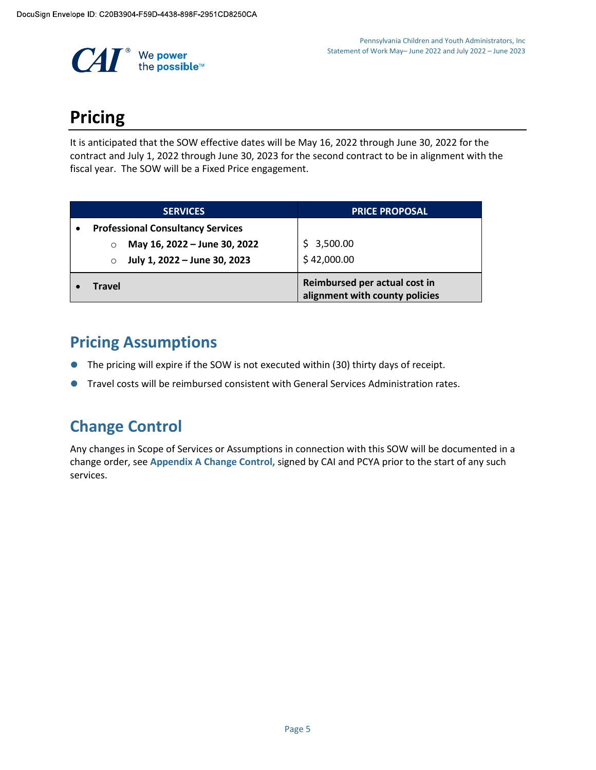# Pricing

It is anticipated that the SOW effective dates will be May 16, 2022 through June 30, 2022 for the contract and July 1, 2022 through June 30, 2023 for the second contract to be in alignment with the fiscal year. The SOW will be a Fixed Price engagement.

| SERVICES | PRICE PROPOSAL |
|---|---|
| • **Professional Consultancy Services** | |
| ○ **May 16, 2022 – June 30, 2022** | $ 3,500.00 |
| ○ **July 1, 2022 – June 30, 2023** | $ 42,000.00 |
| • **Travel** | **Reimbursed per actual cost in alignment with county policies** |

## Pricing Assumptions

- The pricing will expire if the SOW is not executed within (30) thirty days of receipt.
- Travel costs will be reimbursed consistent with General Services Administration rates.

## Change Control

Any changes in Scope of Services or Assumptions in connection with this SOW will be documented in a change order, see **Appendix A Change Control,** signed by CAI and PCYA prior to the start of any such services.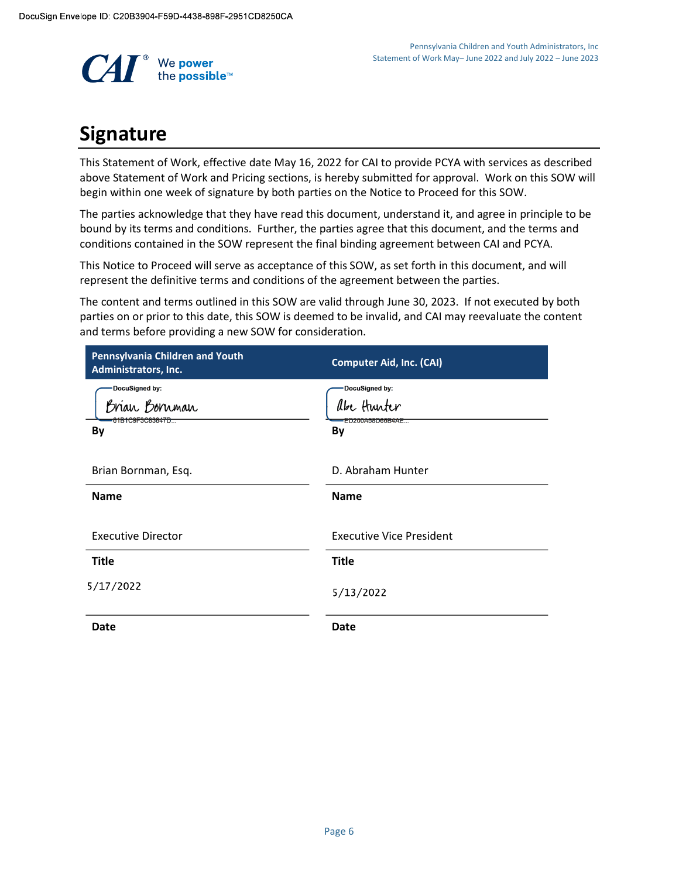## Signature

This Statement of Work, effective date May 16, 2022 for CAI to provide PCYA with services as described above Statement of Work and Pricing sections, is hereby submitted for approval. Work on this SOW will begin within one week of signature by both parties on the Notice to Proceed for this SOW.

The parties acknowledge that they have read this document, understand it, and agree in principle to be bound by its terms and conditions. Further, the parties agree that this document, and the terms and conditions contained in the SOW represent the final binding agreement between CAI and PCYA.

This Notice to Proceed will serve as acceptance of this SOW, as set forth in this document, and will represent the definitive terms and conditions of the agreement between the parties.

The content and terms outlined in this SOW are valid through June 30, 2023. If not executed by both parties on or prior to this date, this SOW is deemed to be invalid, and CAI may reevaluate the content and terms before providing a new SOW for consideration.

| Pennsylvania Children and Youth Administrators, Inc. | Computer Aid, Inc. (CAI) |
|---|---|
| DocuSigned by: Brian Bornman 61B1C9F3C83847D... | DocuSigned by: Abe Hunter ED200A58D66B4AE... |
| **By** | **By** |
| Brian Bornman, Esq. | D. Abraham Hunter |
| **Name** | **Name** |
| Executive Director | Executive Vice President |
| **Title** | **Title** |
| 5/17/2022 | 5/13/2022 |
| **Date** | **Date** |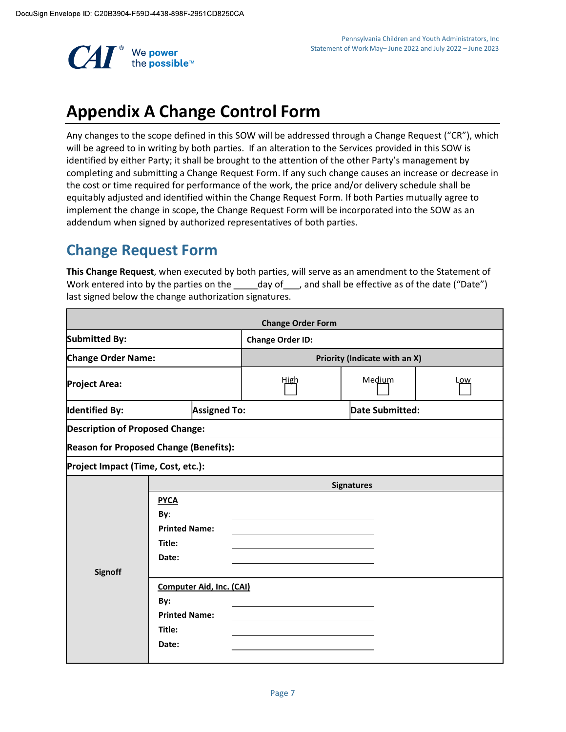# Appendix A Change Control Form

Any changes to the scope defined in this SOW will be addressed through a Change Request ("CR"), which will be agreed to in writing by both parties. If an alteration to the Services provided in this SOW is identified by either Party; it shall be brought to the attention of the other Party's management by completing and submitting a Change Request Form. If any such change causes an increase or decrease in the cost or time required for performance of the work, the price and/or delivery schedule shall be equitably adjusted and identified within the Change Request Form. If both Parties mutually agree to implement the change in scope, the Change Request Form will be incorporated into the SOW as an addendum when signed by authorized representatives of both parties.

## Change Request Form

**This Change Request**, when executed by both parties, will serve as an amendment to the Statement of Work entered into by the parties on the _____day of___, and shall be effective as of the date ("Date") last signed below the change authorization signatures.

| Change Order Form | | | | |
|---|---|---|---|---|
| **Submitted By:** | | **Change Order ID:** | | |
| **Change Order Name:** | | **Priority (Indicate with an X)** | | |
| **Project Area:** | | High ☐ | Medium ☐ | Low ☐ |
| **Identified By:** | **Assigned To:** | | **Date Submitted:** | |
| **Description of Proposed Change:** | | | | |
| **Reason for Proposed Change (Benefits):** | | | | |
| **Project Impact (Time, Cost, etc.):** | | | | |

| | Signatures |
|---|---|
| **Signoff** | **PYCA**<br>**By**: ______________________<br>**Printed Name:** ______________________<br>**Title:** ______________________<br>**Date:** ______________________ |
| | **Computer Aid, Inc. (CAI)**<br>**By:** ______________________<br>**Printed Name:** ______________________<br>**Title:** ______________________<br>**Date:** ______________________ |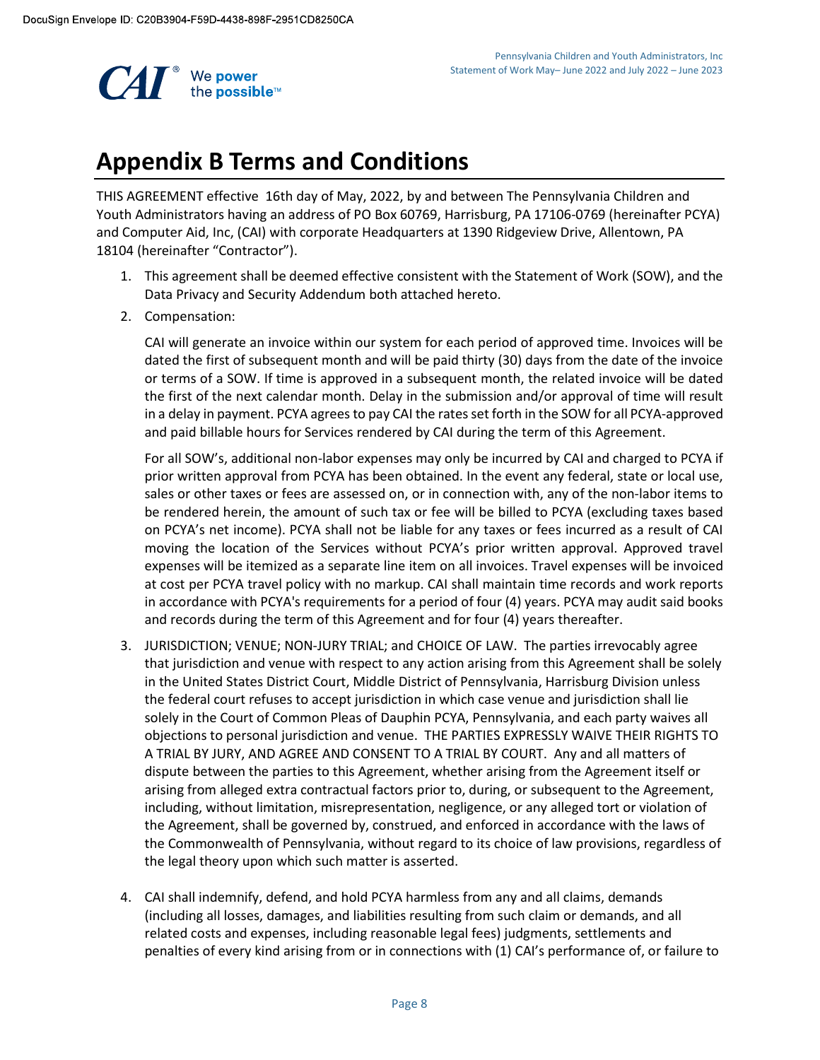# Appendix B Terms and Conditions

THIS AGREEMENT effective 16th day of May, 2022, by and between The Pennsylvania Children and Youth Administrators having an address of PO Box 60769, Harrisburg, PA 17106-0769 (hereinafter PCYA) and Computer Aid, Inc, (CAI) with corporate Headquarters at 1390 Ridgeview Drive, Allentown, PA 18104 (hereinafter "Contractor").

1. This agreement shall be deemed effective consistent with the Statement of Work (SOW), and the Data Privacy and Security Addendum both attached hereto.
2. Compensation:

   CAI will generate an invoice within our system for each period of approved time. Invoices will be dated the first of subsequent month and will be paid thirty (30) days from the date of the invoice or terms of a SOW. If time is approved in a subsequent month, the related invoice will be dated the first of the next calendar month. Delay in the submission and/or approval of time will result in a delay in payment. PCYA agrees to pay CAI the rates set forth in the SOW for all PCYA-approved and paid billable hours for Services rendered by CAI during the term of this Agreement.

   For all SOW's, additional non-labor expenses may only be incurred by CAI and charged to PCYA if prior written approval from PCYA has been obtained. In the event any federal, state or local use, sales or other taxes or fees are assessed on, or in connection with, any of the non-labor items to be rendered herein, the amount of such tax or fee will be billed to PCYA (excluding taxes based on PCYA's net income). PCYA shall not be liable for any taxes or fees incurred as a result of CAI moving the location of the Services without PCYA's prior written approval. Approved travel expenses will be itemized as a separate line item on all invoices. Travel expenses will be invoiced at cost per PCYA travel policy with no markup. CAI shall maintain time records and work reports in accordance with PCYA's requirements for a period of four (4) years. PCYA may audit said books and records during the term of this Agreement and for four (4) years thereafter.

3. JURISDICTION; VENUE; NON-JURY TRIAL; and CHOICE OF LAW. The parties irrevocably agree that jurisdiction and venue with respect to any action arising from this Agreement shall be solely in the United States District Court, Middle District of Pennsylvania, Harrisburg Division unless the federal court refuses to accept jurisdiction in which case venue and jurisdiction shall lie solely in the Court of Common Pleas of Dauphin PCYA, Pennsylvania, and each party waives all objections to personal jurisdiction and venue. THE PARTIES EXPRESSLY WAIVE THEIR RIGHTS TO A TRIAL BY JURY, AND AGREE AND CONSENT TO A TRIAL BY COURT. Any and all matters of dispute between the parties to this Agreement, whether arising from the Agreement itself or arising from alleged extra contractual factors prior to, during, or subsequent to the Agreement, including, without limitation, misrepresentation, negligence, or any alleged tort or violation of the Agreement, shall be governed by, construed, and enforced in accordance with the laws of the Commonwealth of Pennsylvania, without regard to its choice of law provisions, regardless of the legal theory upon which such matter is asserted.

4. CAI shall indemnify, defend, and hold PCYA harmless from any and all claims, demands (including all losses, damages, and liabilities resulting from such claim or demands, and all related costs and expenses, including reasonable legal fees) judgments, settlements and penalties of every kind arising from or in connections with (1) CAI's performance of, or failure to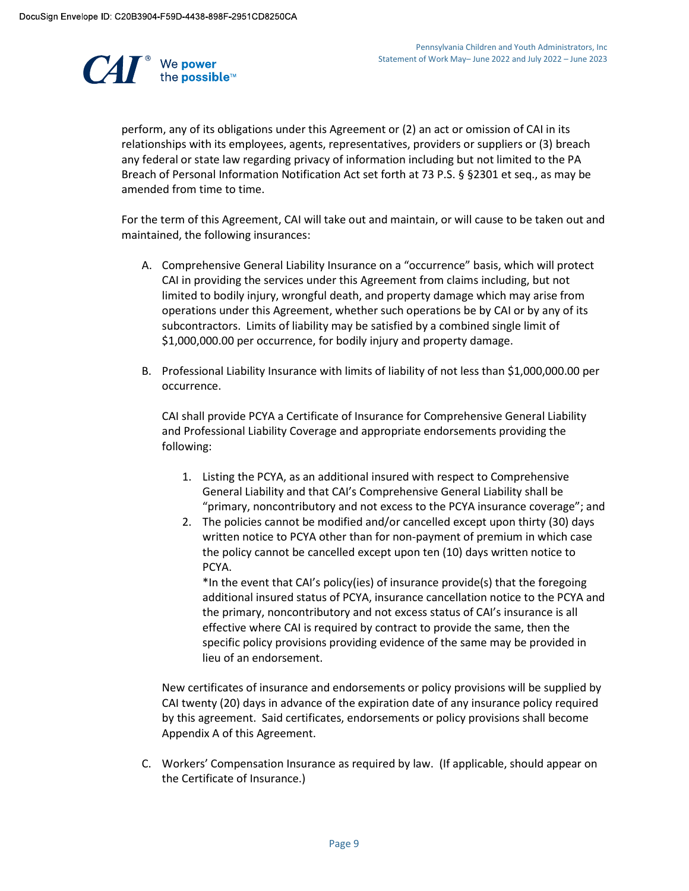perform, any of its obligations under this Agreement or (2) an act or omission of CAI in its relationships with its employees, agents, representatives, providers or suppliers or (3) breach any federal or state law regarding privacy of information including but not limited to the PA Breach of Personal Information Notification Act set forth at 73 P.S. § §2301 et seq., as may be amended from time to time.

For the term of this Agreement, CAI will take out and maintain, or will cause to be taken out and maintained, the following insurances:

A. Comprehensive General Liability Insurance on a "occurrence" basis, which will protect CAI in providing the services under this Agreement from claims including, but not limited to bodily injury, wrongful death, and property damage which may arise from operations under this Agreement, whether such operations be by CAI or by any of its subcontractors. Limits of liability may be satisfied by a combined single limit of $1,000,000.00 per occurrence, for bodily injury and property damage.

B. Professional Liability Insurance with limits of liability of not less than $1,000,000.00 per occurrence.

   CAI shall provide PCYA a Certificate of Insurance for Comprehensive General Liability and Professional Liability Coverage and appropriate endorsements providing the following:

   1. Listing the PCYA, as an additional insured with respect to Comprehensive General Liability and that CAI's Comprehensive General Liability shall be "primary, noncontributory and not excess to the PCYA insurance coverage"; and
   2. The policies cannot be modified and/or cancelled except upon thirty (30) days written notice to PCYA other than for non-payment of premium in which case the policy cannot be cancelled except upon ten (10) days written notice to PCYA.
      *In the event that CAI's policy(ies) of insurance provide(s) that the foregoing additional insured status of PCYA, insurance cancellation notice to the PCYA and the primary, noncontributory and not excess status of CAI's insurance is all effective where CAI is required by contract to provide the same, then the specific policy provisions providing evidence of the same may be provided in lieu of an endorsement.

   New certificates of insurance and endorsements or policy provisions will be supplied by CAI twenty (20) days in advance of the expiration date of any insurance policy required by this agreement. Said certificates, endorsements or policy provisions shall become Appendix A of this Agreement.

C. Workers' Compensation Insurance as required by law. (If applicable, should appear on the Certificate of Insurance.)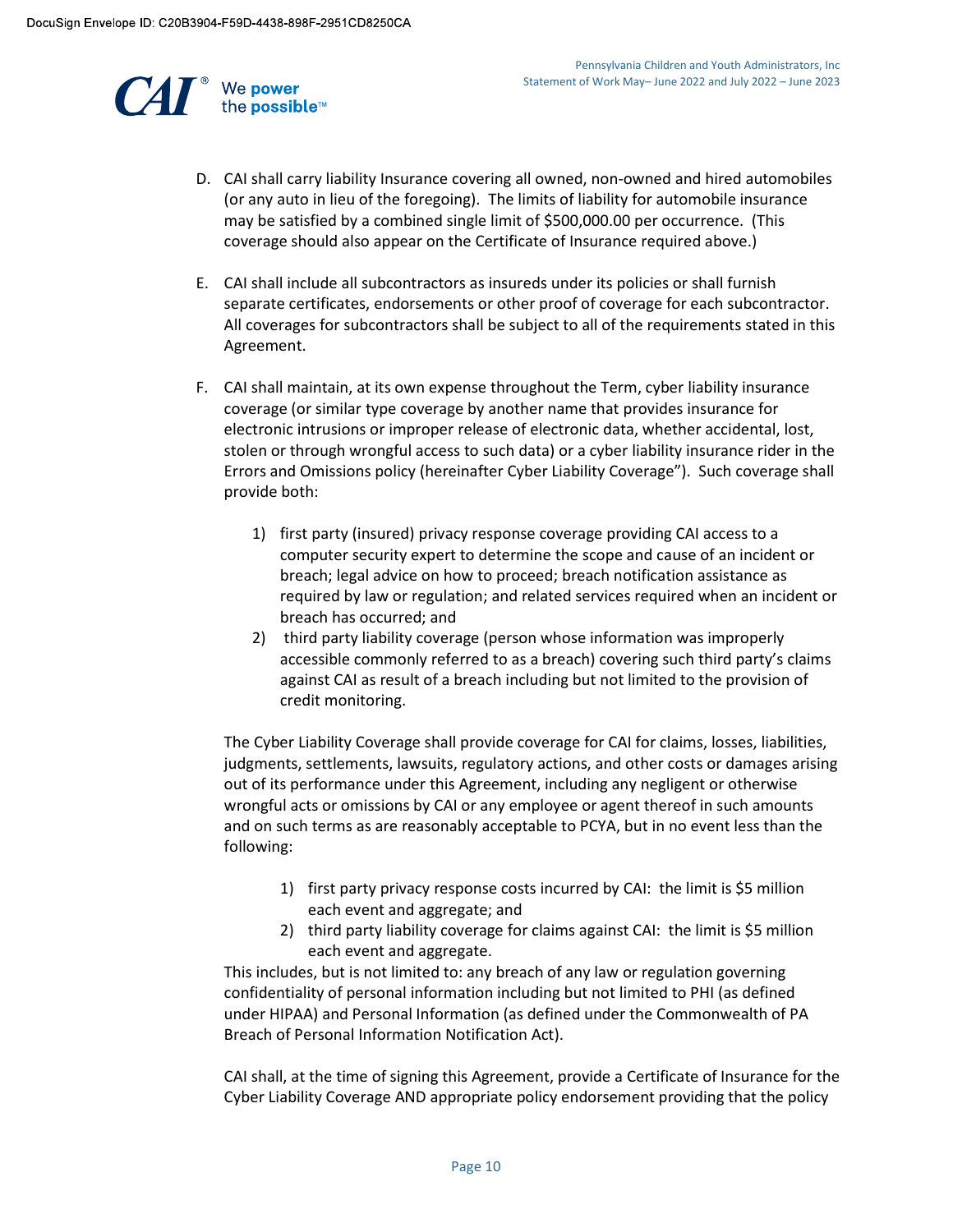D. CAI shall carry liability Insurance covering all owned, non-owned and hired automobiles (or any auto in lieu of the foregoing). The limits of liability for automobile insurance may be satisfied by a combined single limit of $500,000.00 per occurrence. (This coverage should also appear on the Certificate of Insurance required above.)

E. CAI shall include all subcontractors as insureds under its policies or shall furnish separate certificates, endorsements or other proof of coverage for each subcontractor. All coverages for subcontractors shall be subject to all of the requirements stated in this Agreement.

F. CAI shall maintain, at its own expense throughout the Term, cyber liability insurance coverage (or similar type coverage by another name that provides insurance for electronic intrusions or improper release of electronic data, whether accidental, lost, stolen or through wrongful access to such data) or a cyber liability insurance rider in the Errors and Omissions policy (hereinafter Cyber Liability Coverage"). Such coverage shall provide both:

   1) first party (insured) privacy response coverage providing CAI access to a computer security expert to determine the scope and cause of an incident or breach; legal advice on how to proceed; breach notification assistance as required by law or regulation; and related services required when an incident or breach has occurred; and
   2) third party liability coverage (person whose information was improperly accessible commonly referred to as a breach) covering such third party's claims against CAI as result of a breach including but not limited to the provision of credit monitoring.

   The Cyber Liability Coverage shall provide coverage for CAI for claims, losses, liabilities, judgments, settlements, lawsuits, regulatory actions, and other costs or damages arising out of its performance under this Agreement, including any negligent or otherwise wrongful acts or omissions by CAI or any employee or agent thereof in such amounts and on such terms as are reasonably acceptable to PCYA, but in no event less than the following:

   1) first party privacy response costs incurred by CAI: the limit is $5 million each event and aggregate; and
   2) third party liability coverage for claims against CAI: the limit is $5 million each event and aggregate.

   This includes, but is not limited to: any breach of any law or regulation governing confidentiality of personal information including but not limited to PHI (as defined under HIPAA) and Personal Information (as defined under the Commonwealth of PA Breach of Personal Information Notification Act).

   CAI shall, at the time of signing this Agreement, provide a Certificate of Insurance for the Cyber Liability Coverage AND appropriate policy endorsement providing that the policy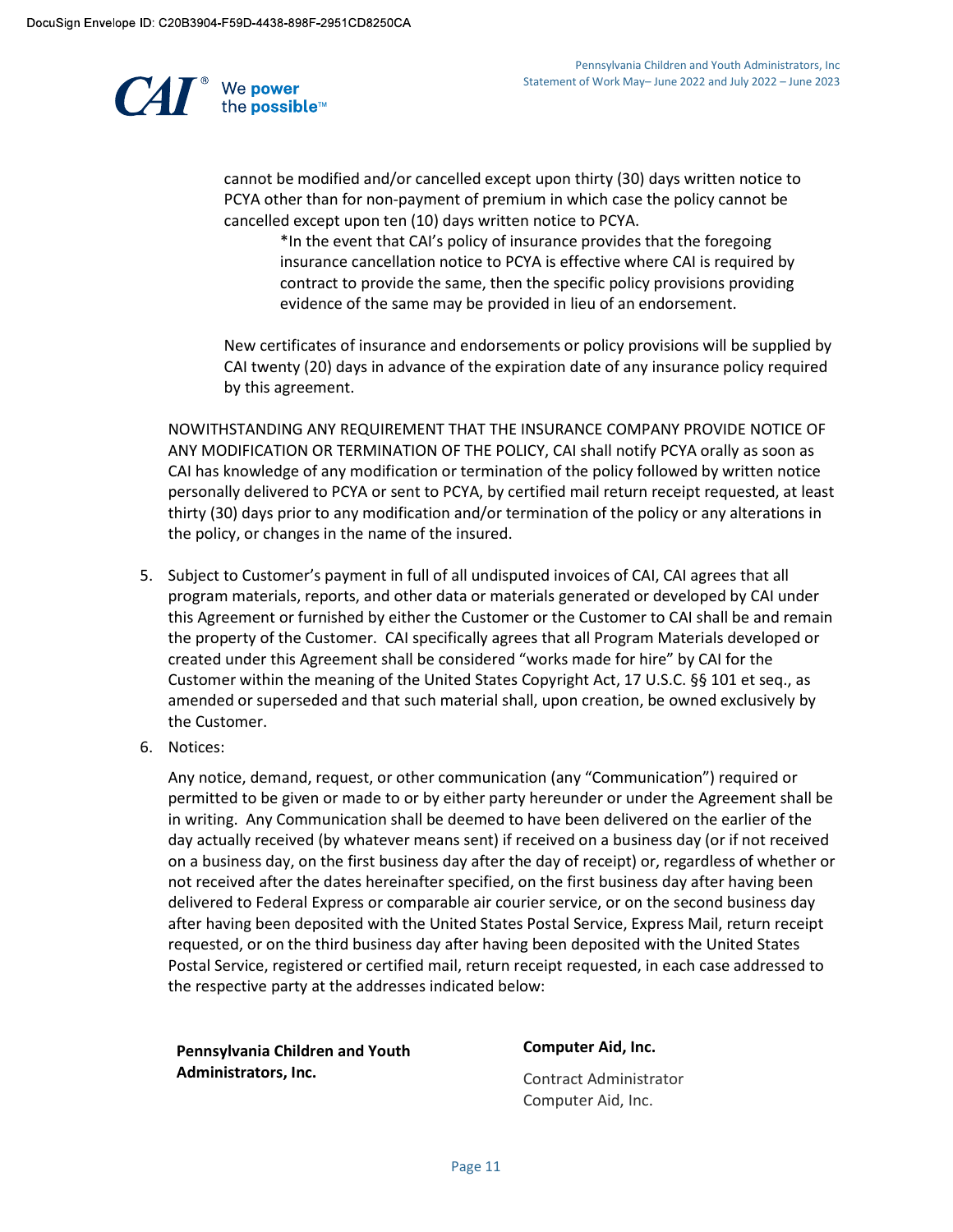cannot be modified and/or cancelled except upon thirty (30) days written notice to PCYA other than for non-payment of premium in which case the policy cannot be cancelled except upon ten (10) days written notice to PCYA.

> *In the event that CAI's policy of insurance provides that the foregoing insurance cancellation notice to PCYA is effective where CAI is required by contract to provide the same, then the specific policy provisions providing evidence of the same may be provided in lieu of an endorsement.

New certificates of insurance and endorsements or policy provisions will be supplied by CAI twenty (20) days in advance of the expiration date of any insurance policy required by this agreement.

NOWITHSTANDING ANY REQUIREMENT THAT THE INSURANCE COMPANY PROVIDE NOTICE OF ANY MODIFICATION OR TERMINATION OF THE POLICY, CAI shall notify PCYA orally as soon as CAI has knowledge of any modification or termination of the policy followed by written notice personally delivered to PCYA or sent to PCYA, by certified mail return receipt requested, at least thirty (30) days prior to any modification and/or termination of the policy or any alterations in the policy, or changes in the name of the insured.

5. Subject to Customer's payment in full of all undisputed invoices of CAI, CAI agrees that all program materials, reports, and other data or materials generated or developed by CAI under this Agreement or furnished by either the Customer or the Customer to CAI shall be and remain the property of the Customer. CAI specifically agrees that all Program Materials developed or created under this Agreement shall be considered "works made for hire" by CAI for the Customer within the meaning of the United States Copyright Act, 17 U.S.C. §§ 101 et seq., as amended or superseded and that such material shall, upon creation, be owned exclusively by the Customer.
6. Notices:

   Any notice, demand, request, or other communication (any "Communication") required or permitted to be given or made to or by either party hereunder or under the Agreement shall be in writing. Any Communication shall be deemed to have been delivered on the earlier of the day actually received (by whatever means sent) if received on a business day (or if not received on a business day, on the first business day after the day of receipt) or, regardless of whether or not received after the dates hereinafter specified, on the first business day after having been delivered to Federal Express or comparable air courier service, or on the second business day after having been deposited with the United States Postal Service, Express Mail, return receipt requested, or on the third business day after having been deposited with the United States Postal Service, registered or certified mail, return receipt requested, in each case addressed to the respective party at the addresses indicated below:

**Pennsylvania Children and Youth Administrators, Inc.**

**Computer Aid, Inc.**

Contract Administrator
Computer Aid, Inc.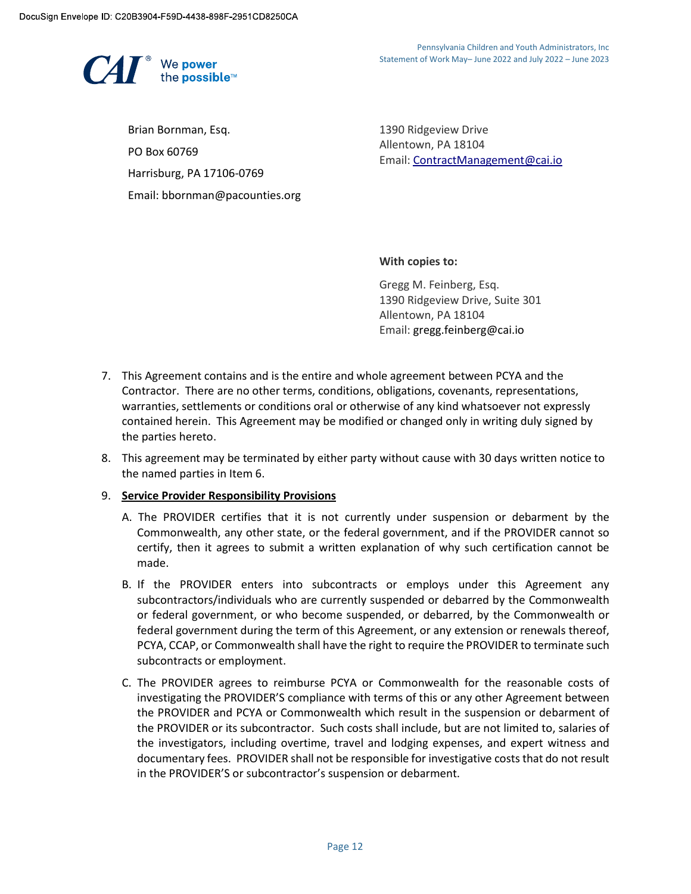Brian Bornman, Esq.

PO Box 60769

Harrisburg, PA 17106-0769

Email: bbornman@pacounties.org

1390 Ridgeview Drive
Allentown, PA 18104
Email: ContractManagement@cai.io

**With copies to:**

Gregg M. Feinberg, Esq.
1390 Ridgeview Drive, Suite 301
Allentown, PA 18104
Email: gregg.feinberg@cai.io

7. This Agreement contains and is the entire and whole agreement between PCYA and the Contractor. There are no other terms, conditions, obligations, covenants, representations, warranties, settlements or conditions oral or otherwise of any kind whatsoever not expressly contained herein. This Agreement may be modified or changed only in writing duly signed by the parties hereto.

8. This agreement may be terminated by either party without cause with 30 days written notice to the named parties in Item 6.

9. **Service Provider Responsibility Provisions**

   A. The PROVIDER certifies that it is not currently under suspension or debarment by the Commonwealth, any other state, or the federal government, and if the PROVIDER cannot so certify, then it agrees to submit a written explanation of why such certification cannot be made.

   B. If the PROVIDER enters into subcontracts or employs under this Agreement any subcontractors/individuals who are currently suspended or debarred by the Commonwealth or federal government, or who become suspended, or debarred, by the Commonwealth or federal government during the term of this Agreement, or any extension or renewals thereof, PCYA, CCAP, or Commonwealth shall have the right to require the PROVIDER to terminate such subcontracts or employment.

   C. The PROVIDER agrees to reimburse PCYA or Commonwealth for the reasonable costs of investigating the PROVIDER'S compliance with terms of this or any other Agreement between the PROVIDER and PCYA or Commonwealth which result in the suspension or debarment of the PROVIDER or its subcontractor. Such costs shall include, but are not limited to, salaries of the investigators, including overtime, travel and lodging expenses, and expert witness and documentary fees. PROVIDER shall not be responsible for investigative costs that do not result in the PROVIDER'S or subcontractor's suspension or debarment.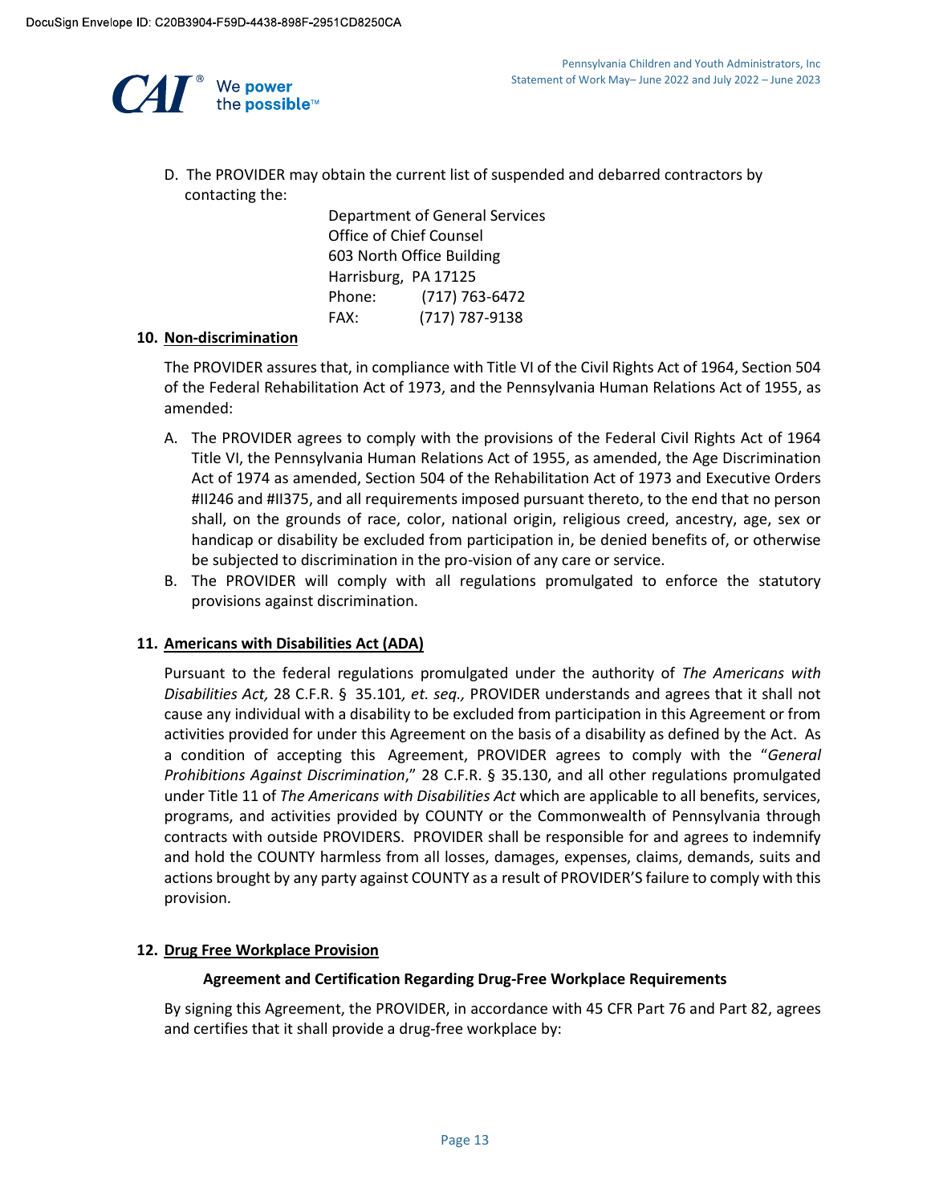D. The PROVIDER may obtain the current list of suspended and debarred contractors by contacting the:

Department of General Services
Office of Chief Counsel
603 North Office Building
Harrisburg, PA 17125
Phone: (717) 763-6472
FAX: (717) 787-9138

**10. Non-discrimination**

The PROVIDER assures that, in compliance with Title VI of the Civil Rights Act of 1964, Section 504 of the Federal Rehabilitation Act of 1973, and the Pennsylvania Human Relations Act of 1955, as amended:

A. The PROVIDER agrees to comply with the provisions of the Federal Civil Rights Act of 1964 Title VI, the Pennsylvania Human Relations Act of 1955, as amended, the Age Discrimination Act of 1974 as amended, Section 504 of the Rehabilitation Act of 1973 and Executive Orders #II246 and #II375, and all requirements imposed pursuant thereto, to the end that no person shall, on the grounds of race, color, national origin, religious creed, ancestry, age, sex or handicap or disability be excluded from participation in, be denied benefits of, or otherwise be subjected to discrimination in the pro-vision of any care or service.

B. The PROVIDER will comply with all regulations promulgated to enforce the statutory provisions against discrimination.

**11. Americans with Disabilities Act (ADA)**

Pursuant to the federal regulations promulgated under the authority of *The Americans with Disabilities Act,* 28 C.F.R. § 35.101*, et. seq.,* PROVIDER understands and agrees that it shall not cause any individual with a disability to be excluded from participation in this Agreement or from activities provided for under this Agreement on the basis of a disability as defined by the Act. As a condition of accepting this Agreement, PROVIDER agrees to comply with the "*General Prohibitions Against Discrimination*," 28 C.F.R. § 35.130, and all other regulations promulgated under Title 11 of *The Americans with Disabilities Act* which are applicable to all benefits, services, programs, and activities provided by COUNTY or the Commonwealth of Pennsylvania through contracts with outside PROVIDERS. PROVIDER shall be responsible for and agrees to indemnify and hold the COUNTY harmless from all losses, damages, expenses, claims, demands, suits and actions brought by any party against COUNTY as a result of PROVIDER'S failure to comply with this provision.

**12. Drug Free Workplace Provision**

**Agreement and Certification Regarding Drug-Free Workplace Requirements**

By signing this Agreement, the PROVIDER, in accordance with 45 CFR Part 76 and Part 82, agrees and certifies that it shall provide a drug-free workplace by: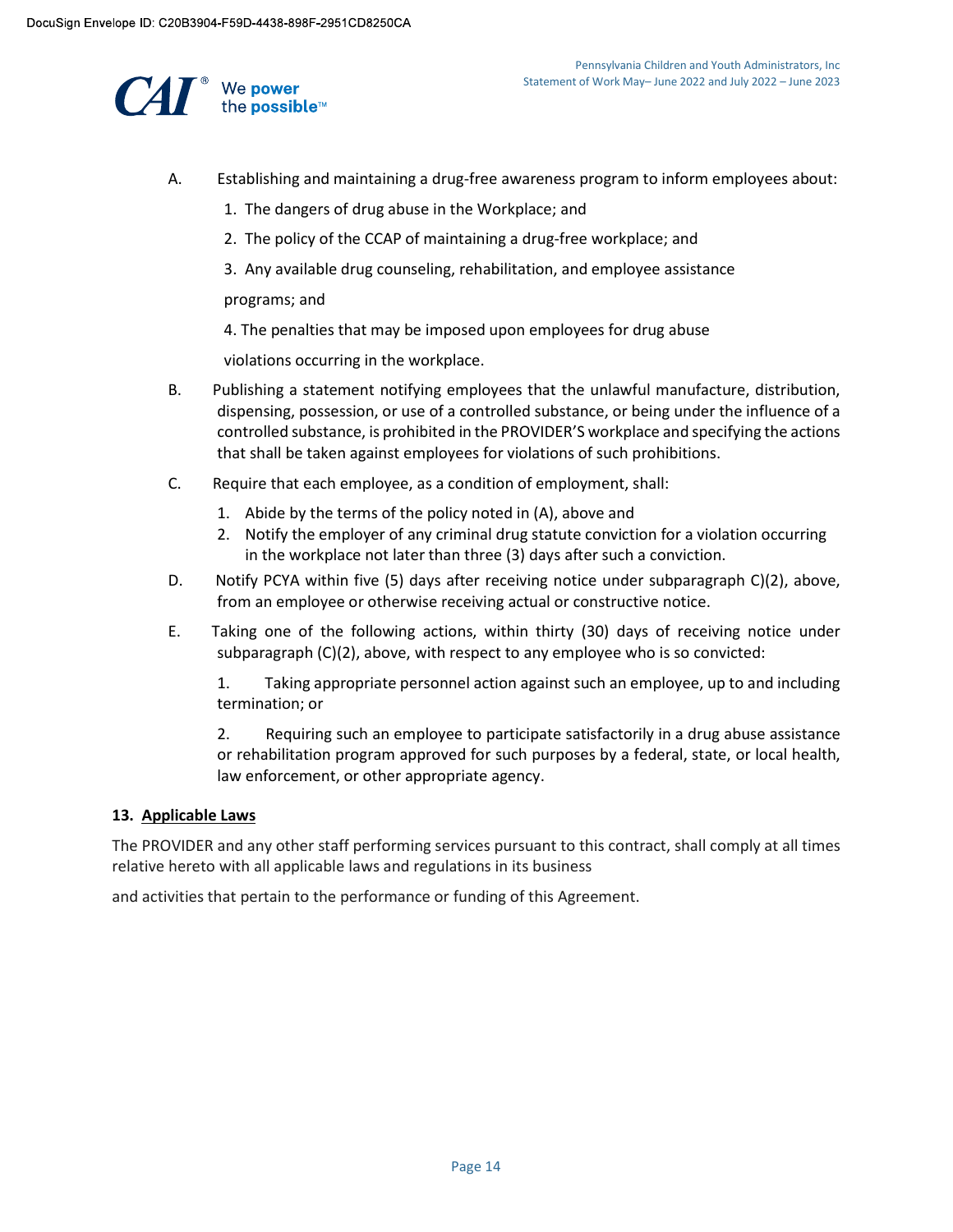A. Establishing and maintaining a drug-free awareness program to inform employees about:

   1. The dangers of drug abuse in the Workplace; and
   2. The policy of the CCAP of maintaining a drug-free workplace; and
   3. Any available drug counseling, rehabilitation, and employee assistance programs; and
   4. The penalties that may be imposed upon employees for drug abuse violations occurring in the workplace.

B. Publishing a statement notifying employees that the unlawful manufacture, distribution, dispensing, possession, or use of a controlled substance, or being under the influence of a controlled substance, is prohibited in the PROVIDER'S workplace and specifying the actions that shall be taken against employees for violations of such prohibitions.

C. Require that each employee, as a condition of employment, shall:

   1. Abide by the terms of the policy noted in (A), above and
   2. Notify the employer of any criminal drug statute conviction for a violation occurring in the workplace not later than three (3) days after such a conviction.

D. Notify PCYA within five (5) days after receiving notice under subparagraph C)(2), above, from an employee or otherwise receiving actual or constructive notice.

E. Taking one of the following actions, within thirty (30) days of receiving notice under subparagraph (C)(2), above, with respect to any employee who is so convicted:

   1. Taking appropriate personnel action against such an employee, up to and including termination; or

   2. Requiring such an employee to participate satisfactorily in a drug abuse assistance or rehabilitation program approved for such purposes by a federal, state, or local health, law enforcement, or other appropriate agency.

**13. Applicable Laws**

The PROVIDER and any other staff performing services pursuant to this contract, shall comply at all times relative hereto with all applicable laws and regulations in its business

and activities that pertain to the performance or funding of this Agreement.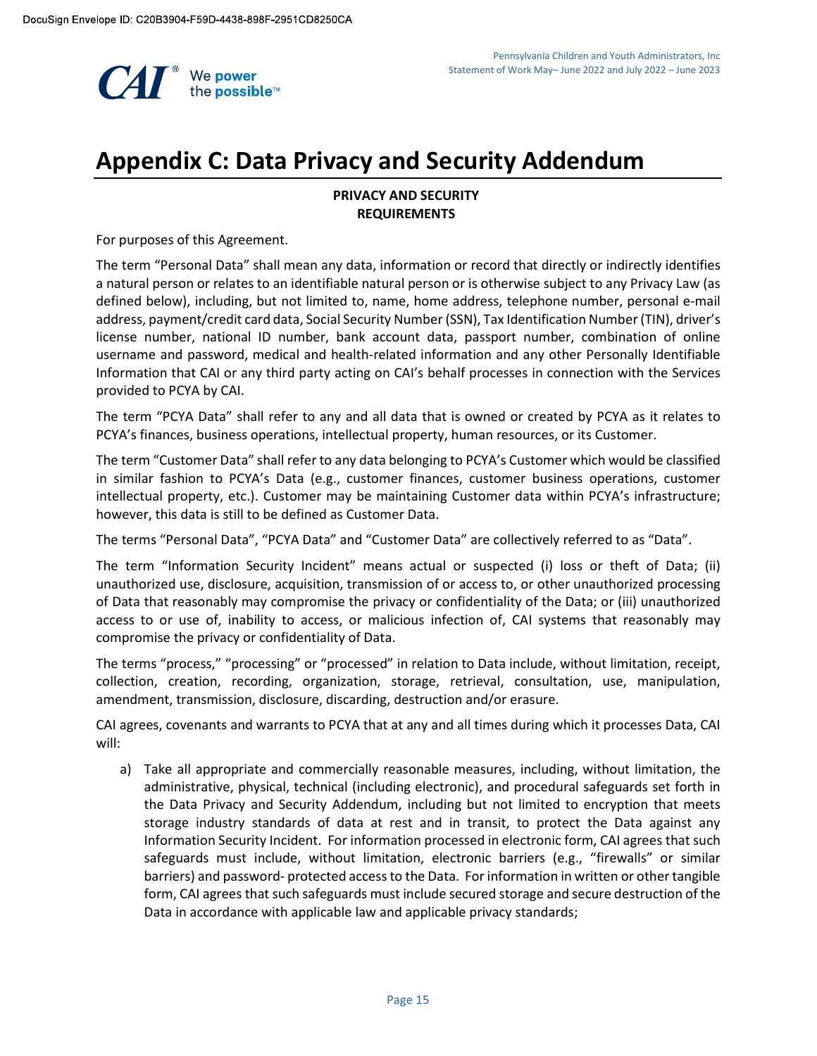# Appendix C: Data Privacy and Security Addendum

**PRIVACY AND SECURITY REQUIREMENTS**

For purposes of this Agreement.

The term "Personal Data" shall mean any data, information or record that directly or indirectly identifies a natural person or relates to an identifiable natural person or is otherwise subject to any Privacy Law (as defined below), including, but not limited to, name, home address, telephone number, personal e-mail address, payment/credit card data, Social Security Number (SSN), Tax Identification Number (TIN), driver's license number, national ID number, bank account data, passport number, combination of online username and password, medical and health-related information and any other Personally Identifiable Information that CAI or any third party acting on CAI's behalf processes in connection with the Services provided to PCYA by CAI.

The term "PCYA Data" shall refer to any and all data that is owned or created by PCYA as it relates to PCYA's finances, business operations, intellectual property, human resources, or its Customer.

The term "Customer Data" shall refer to any data belonging to PCYA's Customer which would be classified in similar fashion to PCYA's Data (e.g., customer finances, customer business operations, customer intellectual property, etc.). Customer may be maintaining Customer data within PCYA's infrastructure; however, this data is still to be defined as Customer Data.

The terms "Personal Data", "PCYA Data" and "Customer Data" are collectively referred to as "Data".

The term "Information Security Incident" means actual or suspected (i) loss or theft of Data; (ii) unauthorized use, disclosure, acquisition, transmission of or access to, or other unauthorized processing of Data that reasonably may compromise the privacy or confidentiality of the Data; or (iii) unauthorized access to or use of, inability to access, or malicious infection of, CAI systems that reasonably may compromise the privacy or confidentiality of Data.

The terms "process," "processing" or "processed" in relation to Data include, without limitation, receipt, collection, creation, recording, organization, storage, retrieval, consultation, use, manipulation, amendment, transmission, disclosure, discarding, destruction and/or erasure.

CAI agrees, covenants and warrants to PCYA that at any and all times during which it processes Data, CAI will:

a) Take all appropriate and commercially reasonable measures, including, without limitation, the administrative, physical, technical (including electronic), and procedural safeguards set forth in the Data Privacy and Security Addendum, including but not limited to encryption that meets storage industry standards of data at rest and in transit, to protect the Data against any Information Security Incident. For information processed in electronic form, CAI agrees that such safeguards must include, without limitation, electronic barriers (e.g., "firewalls" or similar barriers) and password- protected access to the Data. For information in written or other tangible form, CAI agrees that such safeguards must include secured storage and secure destruction of the Data in accordance with applicable law and applicable privacy standards;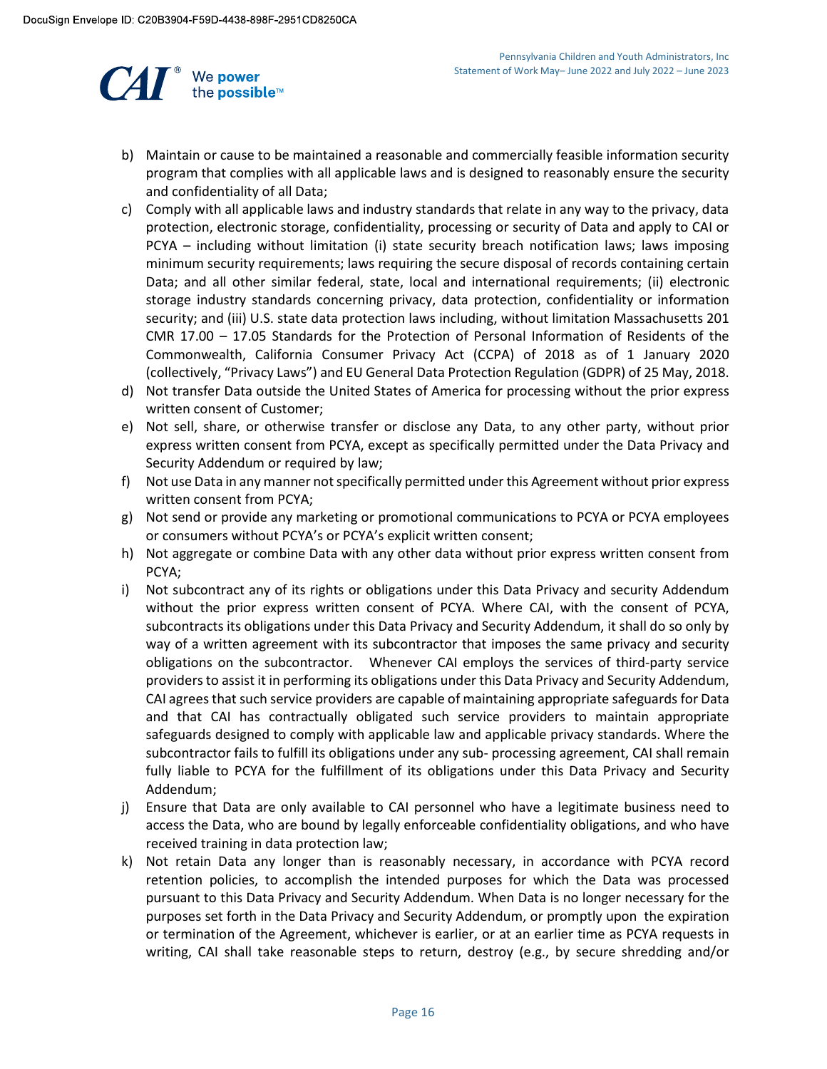b) Maintain or cause to be maintained a reasonable and commercially feasible information security program that complies with all applicable laws and is designed to reasonably ensure the security and confidentiality of all Data;

c) Comply with all applicable laws and industry standards that relate in any way to the privacy, data protection, electronic storage, confidentiality, processing or security of Data and apply to CAI or PCYA – including without limitation (i) state security breach notification laws; laws imposing minimum security requirements; laws requiring the secure disposal of records containing certain Data; and all other similar federal, state, local and international requirements; (ii) electronic storage industry standards concerning privacy, data protection, confidentiality or information security; and (iii) U.S. state data protection laws including, without limitation Massachusetts 201 CMR 17.00 – 17.05 Standards for the Protection of Personal Information of Residents of the Commonwealth, California Consumer Privacy Act (CCPA) of 2018 as of 1 January 2020 (collectively, "Privacy Laws") and EU General Data Protection Regulation (GDPR) of 25 May, 2018.

d) Not transfer Data outside the United States of America for processing without the prior express written consent of Customer;

e) Not sell, share, or otherwise transfer or disclose any Data, to any other party, without prior express written consent from PCYA, except as specifically permitted under the Data Privacy and Security Addendum or required by law;

f) Not use Data in any manner not specifically permitted under this Agreement without prior express written consent from PCYA;

g) Not send or provide any marketing or promotional communications to PCYA or PCYA employees or consumers without PCYA's or PCYA's explicit written consent;

h) Not aggregate or combine Data with any other data without prior express written consent from PCYA;

i) Not subcontract any of its rights or obligations under this Data Privacy and security Addendum without the prior express written consent of PCYA. Where CAI, with the consent of PCYA, subcontracts its obligations under this Data Privacy and Security Addendum, it shall do so only by way of a written agreement with its subcontractor that imposes the same privacy and security obligations on the subcontractor. Whenever CAI employs the services of third-party service providers to assist it in performing its obligations under this Data Privacy and Security Addendum, CAI agrees that such service providers are capable of maintaining appropriate safeguards for Data and that CAI has contractually obligated such service providers to maintain appropriate safeguards designed to comply with applicable law and applicable privacy standards. Where the subcontractor fails to fulfill its obligations under any sub- processing agreement, CAI shall remain fully liable to PCYA for the fulfillment of its obligations under this Data Privacy and Security Addendum;

j) Ensure that Data are only available to CAI personnel who have a legitimate business need to access the Data, who are bound by legally enforceable confidentiality obligations, and who have received training in data protection law;

k) Not retain Data any longer than is reasonably necessary, in accordance with PCYA record retention policies, to accomplish the intended purposes for which the Data was processed pursuant to this Data Privacy and Security Addendum. When Data is no longer necessary for the purposes set forth in the Data Privacy and Security Addendum, or promptly upon the expiration or termination of the Agreement, whichever is earlier, or at an earlier time as PCYA requests in writing, CAI shall take reasonable steps to return, destroy (e.g., by secure shredding and/or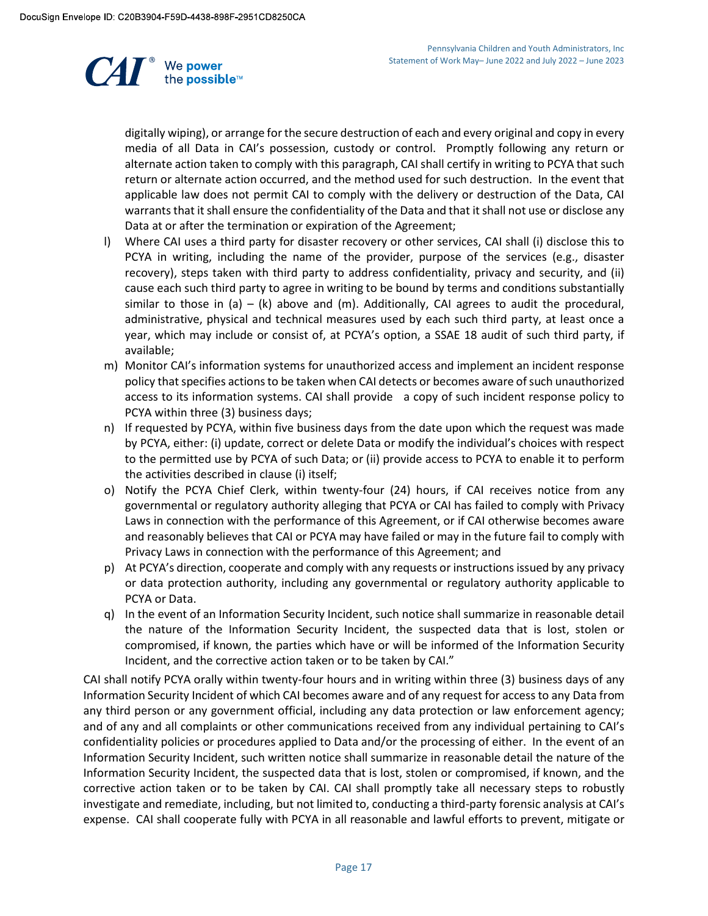digitally wiping), or arrange for the secure destruction of each and every original and copy in every media of all Data in CAI's possession, custody or control. Promptly following any return or alternate action taken to comply with this paragraph, CAI shall certify in writing to PCYA that such return or alternate action occurred, and the method used for such destruction. In the event that applicable law does not permit CAI to comply with the delivery or destruction of the Data, CAI warrants that it shall ensure the confidentiality of the Data and that it shall not use or disclose any Data at or after the termination or expiration of the Agreement;

l) Where CAI uses a third party for disaster recovery or other services, CAI shall (i) disclose this to PCYA in writing, including the name of the provider, purpose of the services (e.g., disaster recovery), steps taken with third party to address confidentiality, privacy and security, and (ii) cause each such third party to agree in writing to be bound by terms and conditions substantially similar to those in (a) – (k) above and (m). Additionally, CAI agrees to audit the procedural, administrative, physical and technical measures used by each such third party, at least once a year, which may include or consist of, at PCYA's option, a SSAE 18 audit of such third party, if available;

m) Monitor CAI's information systems for unauthorized access and implement an incident response policy that specifies actions to be taken when CAI detects or becomes aware of such unauthorized access to its information systems. CAI shall provide a copy of such incident response policy to PCYA within three (3) business days;

n) If requested by PCYA, within five business days from the date upon which the request was made by PCYA, either: (i) update, correct or delete Data or modify the individual's choices with respect to the permitted use by PCYA of such Data; or (ii) provide access to PCYA to enable it to perform the activities described in clause (i) itself;

o) Notify the PCYA Chief Clerk, within twenty-four (24) hours, if CAI receives notice from any governmental or regulatory authority alleging that PCYA or CAI has failed to comply with Privacy Laws in connection with the performance of this Agreement, or if CAI otherwise becomes aware and reasonably believes that CAI or PCYA may have failed or may in the future fail to comply with Privacy Laws in connection with the performance of this Agreement; and

p) At PCYA's direction, cooperate and comply with any requests or instructions issued by any privacy or data protection authority, including any governmental or regulatory authority applicable to PCYA or Data.

q) In the event of an Information Security Incident, such notice shall summarize in reasonable detail the nature of the Information Security Incident, the suspected data that is lost, stolen or compromised, if known, the parties which have or will be informed of the Information Security Incident, and the corrective action taken or to be taken by CAI."

CAI shall notify PCYA orally within twenty-four hours and in writing within three (3) business days of any Information Security Incident of which CAI becomes aware and of any request for access to any Data from any third person or any government official, including any data protection or law enforcement agency; and of any and all complaints or other communications received from any individual pertaining to CAI's confidentiality policies or procedures applied to Data and/or the processing of either. In the event of an Information Security Incident, such written notice shall summarize in reasonable detail the nature of the Information Security Incident, the suspected data that is lost, stolen or compromised, if known, and the corrective action taken or to be taken by CAI. CAI shall promptly take all necessary steps to robustly investigate and remediate, including, but not limited to, conducting a third-party forensic analysis at CAI's expense. CAI shall cooperate fully with PCYA in all reasonable and lawful efforts to prevent, mitigate or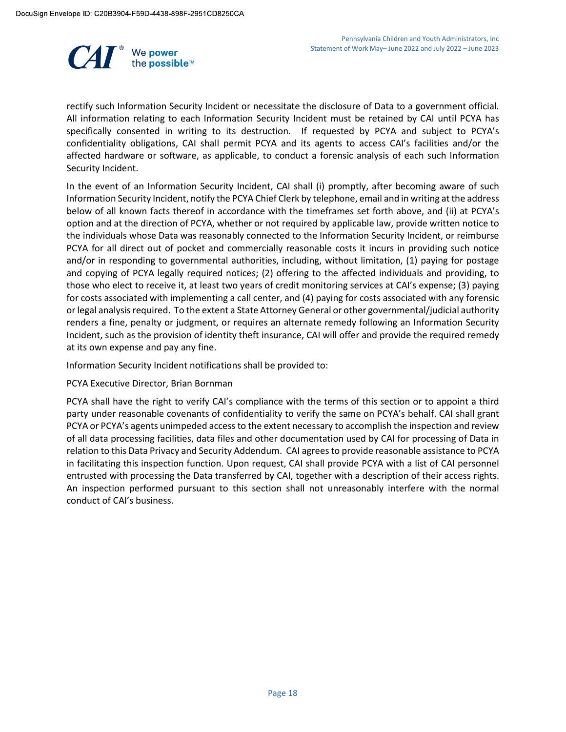rectify such Information Security Incident or necessitate the disclosure of Data to a government official. All information relating to each Information Security Incident must be retained by CAI until PCYA has specifically consented in writing to its destruction. If requested by PCYA and subject to PCYA's confidentiality obligations, CAI shall permit PCYA and its agents to access CAI's facilities and/or the affected hardware or software, as applicable, to conduct a forensic analysis of each such Information Security Incident.

In the event of an Information Security Incident, CAI shall (i) promptly, after becoming aware of such Information Security Incident, notify the PCYA Chief Clerk by telephone, email and in writing at the address below of all known facts thereof in accordance with the timeframes set forth above, and (ii) at PCYA's option and at the direction of PCYA, whether or not required by applicable law, provide written notice to the individuals whose Data was reasonably connected to the Information Security Incident, or reimburse PCYA for all direct out of pocket and commercially reasonable costs it incurs in providing such notice and/or in responding to governmental authorities, including, without limitation, (1) paying for postage and copying of PCYA legally required notices; (2) offering to the affected individuals and providing, to those who elect to receive it, at least two years of credit monitoring services at CAI's expense; (3) paying for costs associated with implementing a call center, and (4) paying for costs associated with any forensic or legal analysis required. To the extent a State Attorney General or other governmental/judicial authority renders a fine, penalty or judgment, or requires an alternate remedy following an Information Security Incident, such as the provision of identity theft insurance, CAI will offer and provide the required remedy at its own expense and pay any fine.

Information Security Incident notifications shall be provided to:

PCYA Executive Director, Brian Bornman

PCYA shall have the right to verify CAI's compliance with the terms of this section or to appoint a third party under reasonable covenants of confidentiality to verify the same on PCYA's behalf. CAI shall grant PCYA or PCYA's agents unimpeded access to the extent necessary to accomplish the inspection and review of all data processing facilities, data files and other documentation used by CAI for processing of Data in relation to this Data Privacy and Security Addendum. CAI agrees to provide reasonable assistance to PCYA in facilitating this inspection function. Upon request, CAI shall provide PCYA with a list of CAI personnel entrusted with processing the Data transferred by CAI, together with a description of their access rights. An inspection performed pursuant to this section shall not unreasonably interfere with the normal conduct of CAI's business.